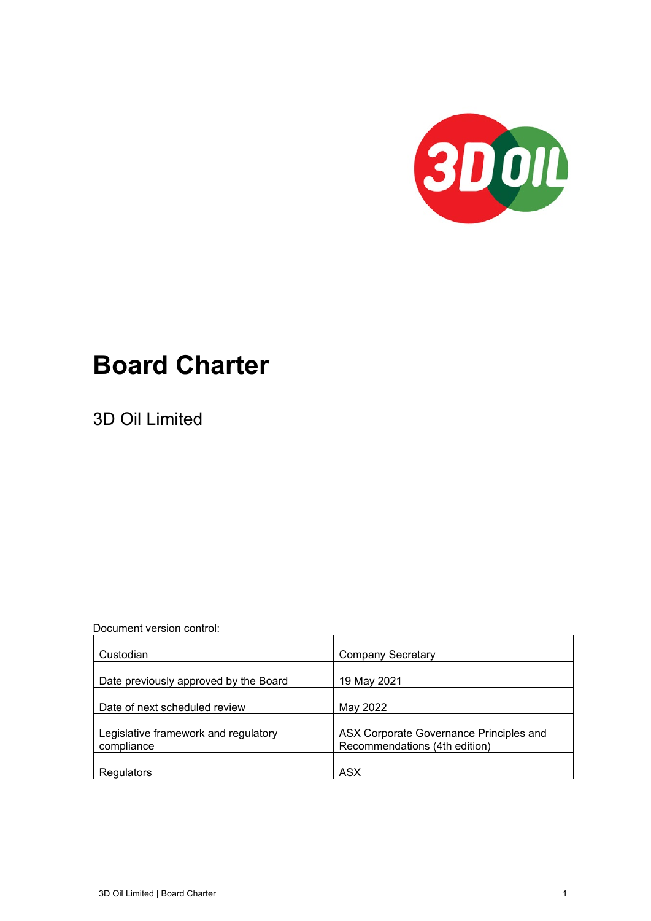# Board Charter

3D Oil Limited

Document version control:

| | |
|---|---|
| Custodian | Company Secretary |
| Date previously approved by the Board | 19 May 2021 |
| Date of next scheduled review | May 2022 |
| Legislative framework and regulatory compliance | ASX Corporate Governance Principles and Recommendations (4th edition) |
| Regulators | ASX |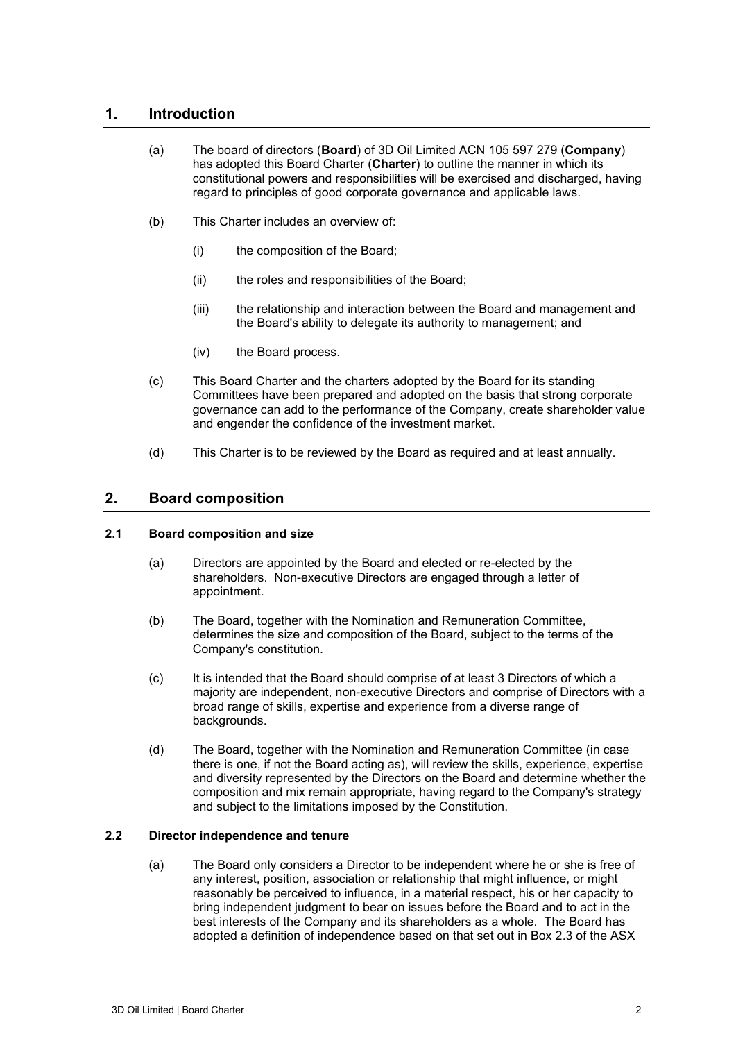## 1. Introduction

(a) The board of directors (**Board**) of 3D Oil Limited ACN 105 597 279 (**Company**) has adopted this Board Charter (**Charter**) to outline the manner in which its constitutional powers and responsibilities will be exercised and discharged, having regard to principles of good corporate governance and applicable laws.

(b) This Charter includes an overview of:

(i) the composition of the Board;

(ii) the roles and responsibilities of the Board;

(iii) the relationship and interaction between the Board and management and the Board's ability to delegate its authority to management; and

(iv) the Board process.

(c) This Board Charter and the charters adopted by the Board for its standing Committees have been prepared and adopted on the basis that strong corporate governance can add to the performance of the Company, create shareholder value and engender the confidence of the investment market.

(d) This Charter is to be reviewed by the Board as required and at least annually.

## 2. Board composition

### 2.1 Board composition and size

(a) Directors are appointed by the Board and elected or re-elected by the shareholders. Non-executive Directors are engaged through a letter of appointment.

(b) The Board, together with the Nomination and Remuneration Committee, determines the size and composition of the Board, subject to the terms of the Company's constitution.

(c) It is intended that the Board should comprise of at least 3 Directors of which a majority are independent, non-executive Directors and comprise of Directors with a broad range of skills, expertise and experience from a diverse range of backgrounds.

(d) The Board, together with the Nomination and Remuneration Committee (in case there is one, if not the Board acting as), will review the skills, experience, expertise and diversity represented by the Directors on the Board and determine whether the composition and mix remain appropriate, having regard to the Company's strategy and subject to the limitations imposed by the Constitution.

### 2.2 Director independence and tenure

(a) The Board only considers a Director to be independent where he or she is free of any interest, position, association or relationship that might influence, or might reasonably be perceived to influence, in a material respect, his or her capacity to bring independent judgment to bear on issues before the Board and to act in the best interests of the Company and its shareholders as a whole. The Board has adopted a definition of independence based on that set out in Box 2.3 of the ASX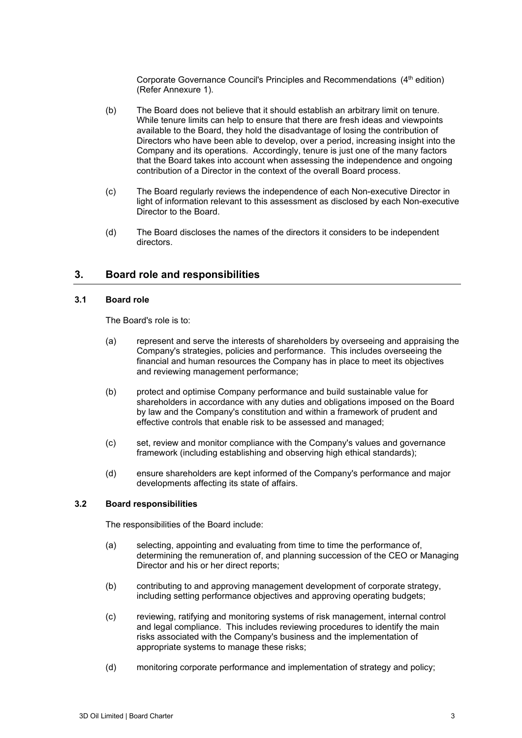Corporate Governance Council's Principles and Recommendations (4th edition) (Refer Annexure 1).

(b) The Board does not believe that it should establish an arbitrary limit on tenure. While tenure limits can help to ensure that there are fresh ideas and viewpoints available to the Board, they hold the disadvantage of losing the contribution of Directors who have been able to develop, over a period, increasing insight into the Company and its operations. Accordingly, tenure is just one of the many factors that the Board takes into account when assessing the independence and ongoing contribution of a Director in the context of the overall Board process.

(c) The Board regularly reviews the independence of each Non-executive Director in light of information relevant to this assessment as disclosed by each Non-executive Director to the Board.

(d) The Board discloses the names of the directors it considers to be independent directors.

## 3. Board role and responsibilities

### 3.1 Board role

The Board's role is to:

(a) represent and serve the interests of shareholders by overseeing and appraising the Company's strategies, policies and performance. This includes overseeing the financial and human resources the Company has in place to meet its objectives and reviewing management performance;

(b) protect and optimise Company performance and build sustainable value for shareholders in accordance with any duties and obligations imposed on the Board by law and the Company's constitution and within a framework of prudent and effective controls that enable risk to be assessed and managed;

(c) set, review and monitor compliance with the Company's values and governance framework (including establishing and observing high ethical standards);

(d) ensure shareholders are kept informed of the Company's performance and major developments affecting its state of affairs.

### 3.2 Board responsibilities

The responsibilities of the Board include:

(a) selecting, appointing and evaluating from time to time the performance of, determining the remuneration of, and planning succession of the CEO or Managing Director and his or her direct reports;

(b) contributing to and approving management development of corporate strategy, including setting performance objectives and approving operating budgets;

(c) reviewing, ratifying and monitoring systems of risk management, internal control and legal compliance. This includes reviewing procedures to identify the main risks associated with the Company's business and the implementation of appropriate systems to manage these risks;

(d) monitoring corporate performance and implementation of strategy and policy;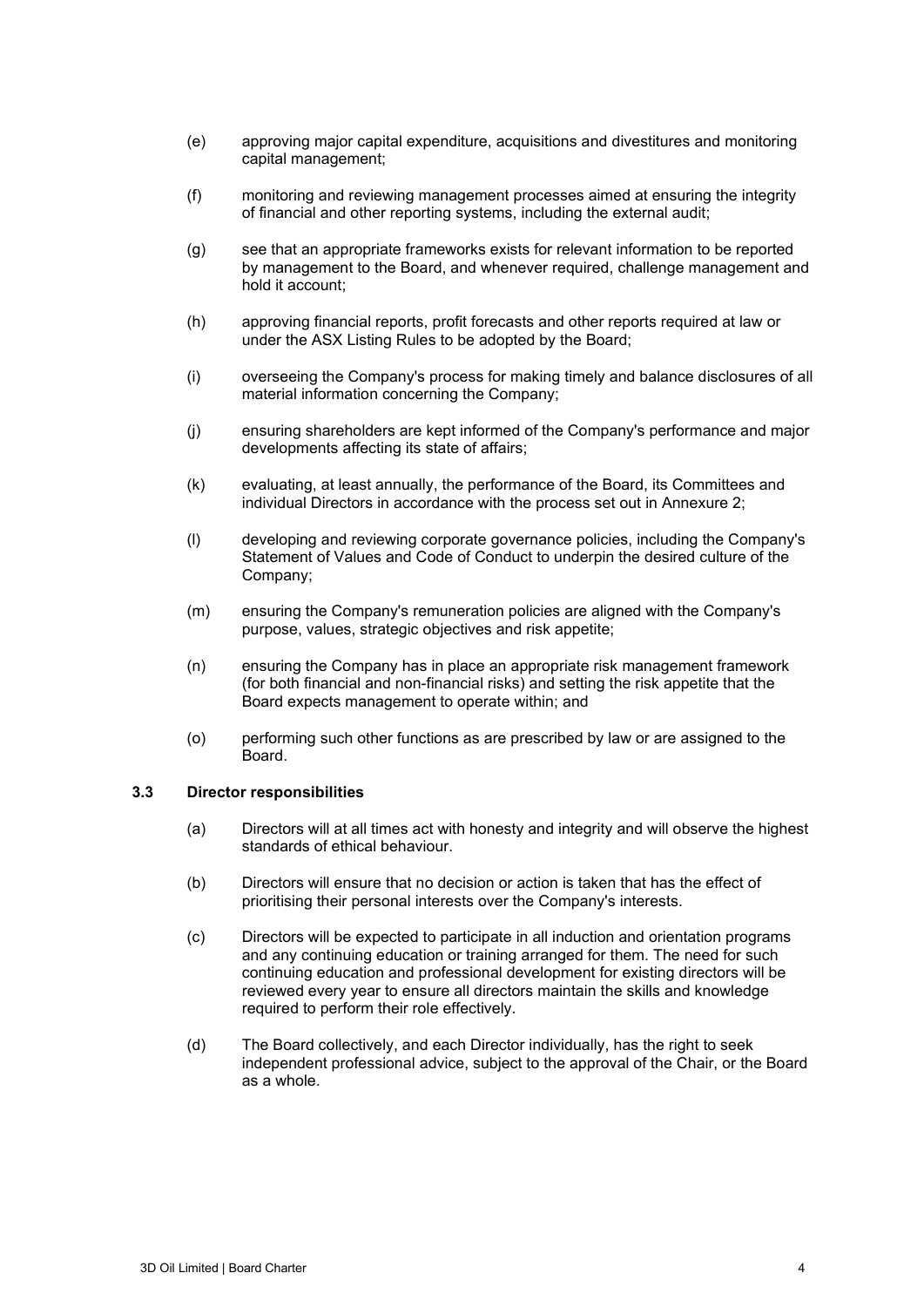(e) approving major capital expenditure, acquisitions and divestitures and monitoring capital management;

(f) monitoring and reviewing management processes aimed at ensuring the integrity of financial and other reporting systems, including the external audit;

(g) see that an appropriate frameworks exists for relevant information to be reported by management to the Board, and whenever required, challenge management and hold it account;

(h) approving financial reports, profit forecasts and other reports required at law or under the ASX Listing Rules to be adopted by the Board;

(i) overseeing the Company's process for making timely and balance disclosures of all material information concerning the Company;

(j) ensuring shareholders are kept informed of the Company's performance and major developments affecting its state of affairs;

(k) evaluating, at least annually, the performance of the Board, its Committees and individual Directors in accordance with the process set out in Annexure 2;

(l) developing and reviewing corporate governance policies, including the Company's Statement of Values and Code of Conduct to underpin the desired culture of the Company;

(m) ensuring the Company's remuneration policies are aligned with the Company's purpose, values, strategic objectives and risk appetite;

(n) ensuring the Company has in place an appropriate risk management framework (for both financial and non-financial risks) and setting the risk appetite that the Board expects management to operate within; and

(o) performing such other functions as are prescribed by law or are assigned to the Board.

### 3.3 Director responsibilities

(a) Directors will at all times act with honesty and integrity and will observe the highest standards of ethical behaviour.

(b) Directors will ensure that no decision or action is taken that has the effect of prioritising their personal interests over the Company's interests.

(c) Directors will be expected to participate in all induction and orientation programs and any continuing education or training arranged for them. The need for such continuing education and professional development for existing directors will be reviewed every year to ensure all directors maintain the skills and knowledge required to perform their role effectively.

(d) The Board collectively, and each Director individually, has the right to seek independent professional advice, subject to the approval of the Chair, or the Board as a whole.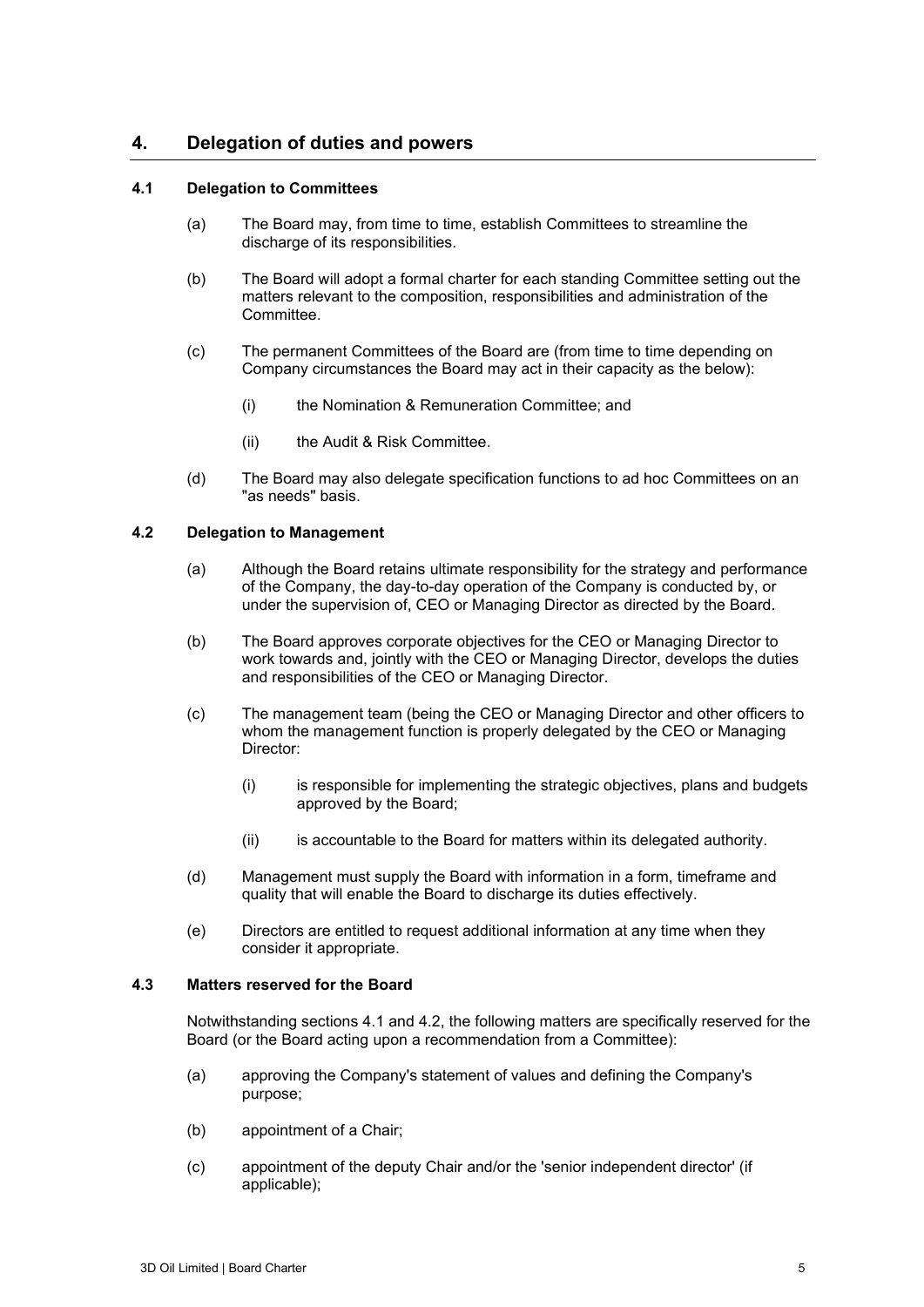# 4. Delegation of duties and powers

## 4.1 Delegation to Committees

(a) The Board may, from time to time, establish Committees to streamline the discharge of its responsibilities.

(b) The Board will adopt a formal charter for each standing Committee setting out the matters relevant to the composition, responsibilities and administration of the Committee.

(c) The permanent Committees of the Board are (from time to time depending on Company circumstances the Board may act in their capacity as the below):

(i) the Nomination & Remuneration Committee; and

(ii) the Audit & Risk Committee.

(d) The Board may also delegate specification functions to ad hoc Committees on an "as needs" basis.

## 4.2 Delegation to Management

(a) Although the Board retains ultimate responsibility for the strategy and performance of the Company, the day-to-day operation of the Company is conducted by, or under the supervision of, CEO or Managing Director as directed by the Board.

(b) The Board approves corporate objectives for the CEO or Managing Director to work towards and, jointly with the CEO or Managing Director, develops the duties and responsibilities of the CEO or Managing Director.

(c) The management team (being the CEO or Managing Director and other officers to whom the management function is properly delegated by the CEO or Managing Director:

(i) is responsible for implementing the strategic objectives, plans and budgets approved by the Board;

(ii) is accountable to the Board for matters within its delegated authority.

(d) Management must supply the Board with information in a form, timeframe and quality that will enable the Board to discharge its duties effectively.

(e) Directors are entitled to request additional information at any time when they consider it appropriate.

## 4.3 Matters reserved for the Board

Notwithstanding sections 4.1 and 4.2, the following matters are specifically reserved for the Board (or the Board acting upon a recommendation from a Committee):

(a) approving the Company's statement of values and defining the Company's purpose;

(b) appointment of a Chair;

(c) appointment of the deputy Chair and/or the 'senior independent director' (if applicable);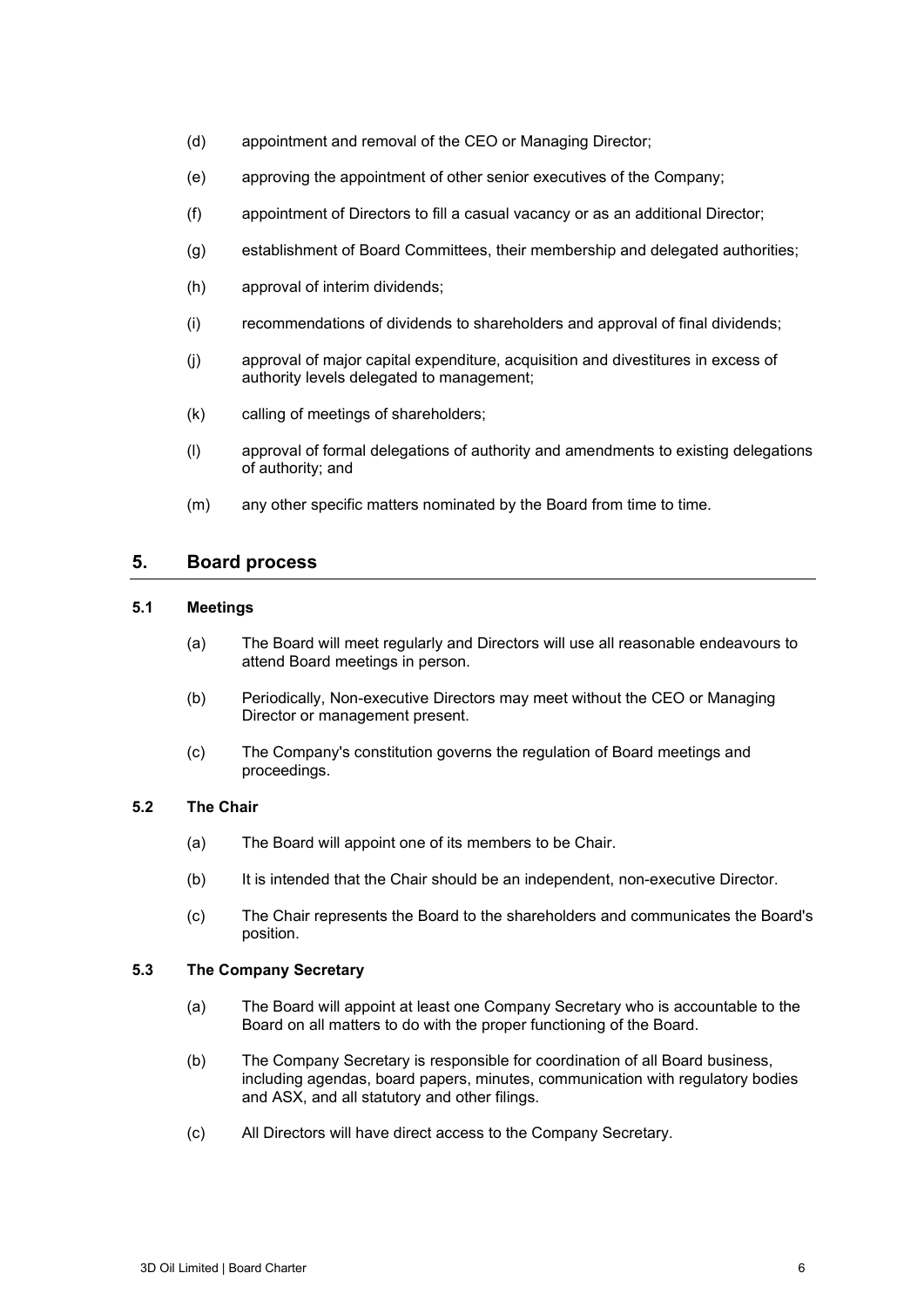(d) appointment and removal of the CEO or Managing Director;

(e) approving the appointment of other senior executives of the Company;

(f) appointment of Directors to fill a casual vacancy or as an additional Director;

(g) establishment of Board Committees, their membership and delegated authorities;

(h) approval of interim dividends;

(i) recommendations of dividends to shareholders and approval of final dividends;

(j) approval of major capital expenditure, acquisition and divestitures in excess of authority levels delegated to management;

(k) calling of meetings of shareholders;

(l) approval of formal delegations of authority and amendments to existing delegations of authority; and

(m) any other specific matters nominated by the Board from time to time.

## 5. Board process

### 5.1 Meetings

(a) The Board will meet regularly and Directors will use all reasonable endeavours to attend Board meetings in person.

(b) Periodically, Non-executive Directors may meet without the CEO or Managing Director or management present.

(c) The Company's constitution governs the regulation of Board meetings and proceedings.

### 5.2 The Chair

(a) The Board will appoint one of its members to be Chair.

(b) It is intended that the Chair should be an independent, non-executive Director.

(c) The Chair represents the Board to the shareholders and communicates the Board's position.

### 5.3 The Company Secretary

(a) The Board will appoint at least one Company Secretary who is accountable to the Board on all matters to do with the proper functioning of the Board.

(b) The Company Secretary is responsible for coordination of all Board business, including agendas, board papers, minutes, communication with regulatory bodies and ASX, and all statutory and other filings.

(c) All Directors will have direct access to the Company Secretary.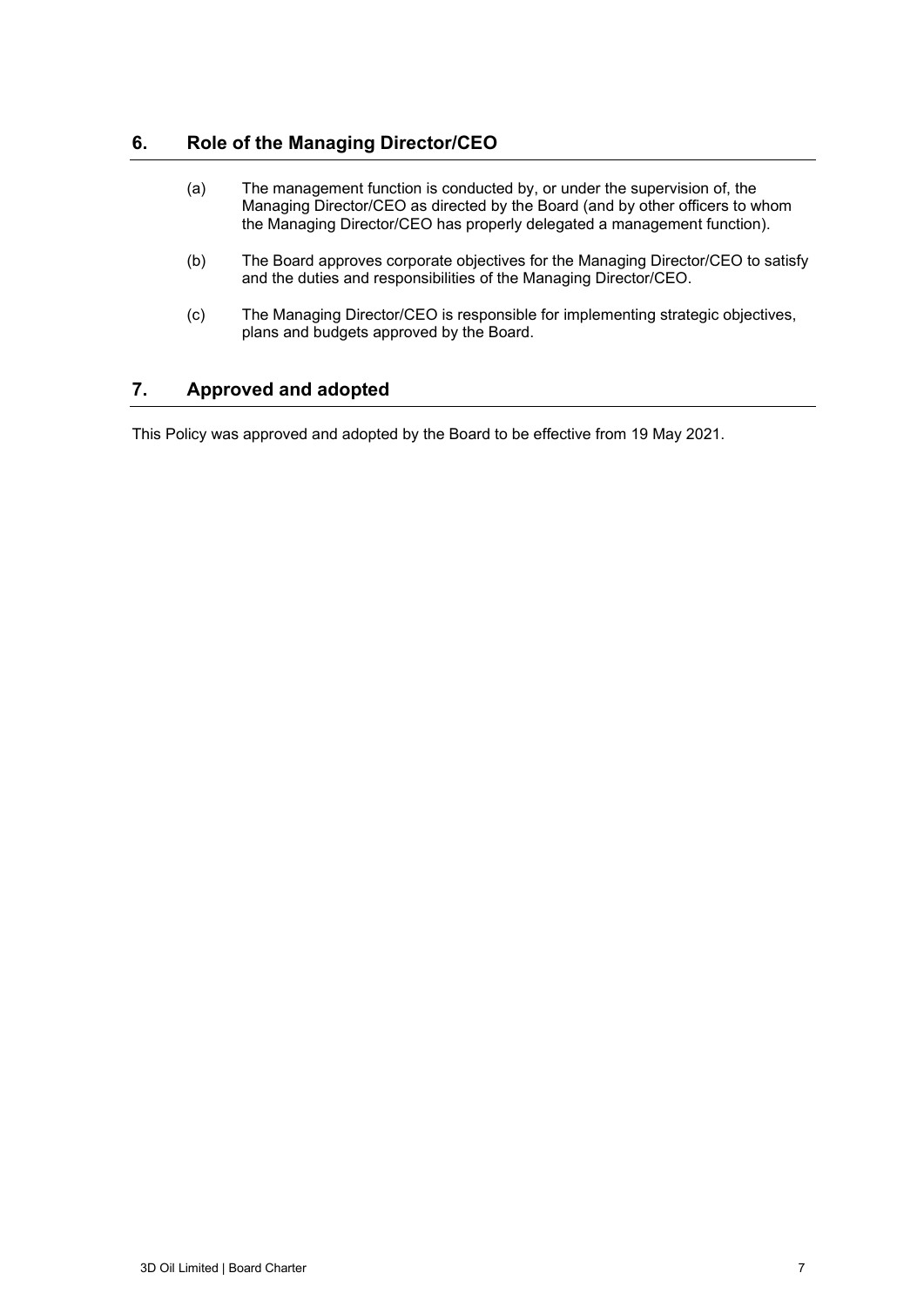## 6. Role of the Managing Director/CEO

(a) The management function is conducted by, or under the supervision of, the Managing Director/CEO as directed by the Board (and by other officers to whom the Managing Director/CEO has properly delegated a management function).

(b) The Board approves corporate objectives for the Managing Director/CEO to satisfy and the duties and responsibilities of the Managing Director/CEO.

(c) The Managing Director/CEO is responsible for implementing strategic objectives, plans and budgets approved by the Board.

## 7. Approved and adopted

This Policy was approved and adopted by the Board to be effective from 19 May 2021.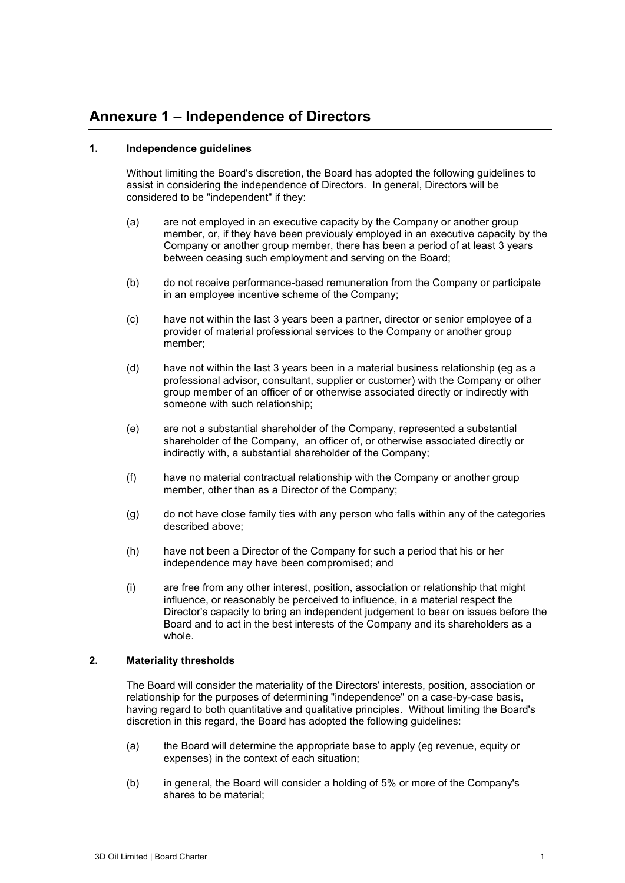# Annexure 1 – Independence of Directors

## 1. Independence guidelines

Without limiting the Board's discretion, the Board has adopted the following guidelines to assist in considering the independence of Directors. In general, Directors will be considered to be "independent" if they:

(a) are not employed in an executive capacity by the Company or another group member, or, if they have been previously employed in an executive capacity by the Company or another group member, there has been a period of at least 3 years between ceasing such employment and serving on the Board;

(b) do not receive performance-based remuneration from the Company or participate in an employee incentive scheme of the Company;

(c) have not within the last 3 years been a partner, director or senior employee of a provider of material professional services to the Company or another group member;

(d) have not within the last 3 years been in a material business relationship (eg as a professional advisor, consultant, supplier or customer) with the Company or other group member of an officer of or otherwise associated directly or indirectly with someone with such relationship;

(e) are not a substantial shareholder of the Company, represented a substantial shareholder of the Company, an officer of, or otherwise associated directly or indirectly with, a substantial shareholder of the Company;

(f) have no material contractual relationship with the Company or another group member, other than as a Director of the Company;

(g) do not have close family ties with any person who falls within any of the categories described above;

(h) have not been a Director of the Company for such a period that his or her independence may have been compromised; and

(i) are free from any other interest, position, association or relationship that might influence, or reasonably be perceived to influence, in a material respect the Director's capacity to bring an independent judgement to bear on issues before the Board and to act in the best interests of the Company and its shareholders as a whole.

## 2. Materiality thresholds

The Board will consider the materiality of the Directors' interests, position, association or relationship for the purposes of determining "independence" on a case-by-case basis, having regard to both quantitative and qualitative principles. Without limiting the Board's discretion in this regard, the Board has adopted the following guidelines:

(a) the Board will determine the appropriate base to apply (eg revenue, equity or expenses) in the context of each situation;

(b) in general, the Board will consider a holding of 5% or more of the Company's shares to be material;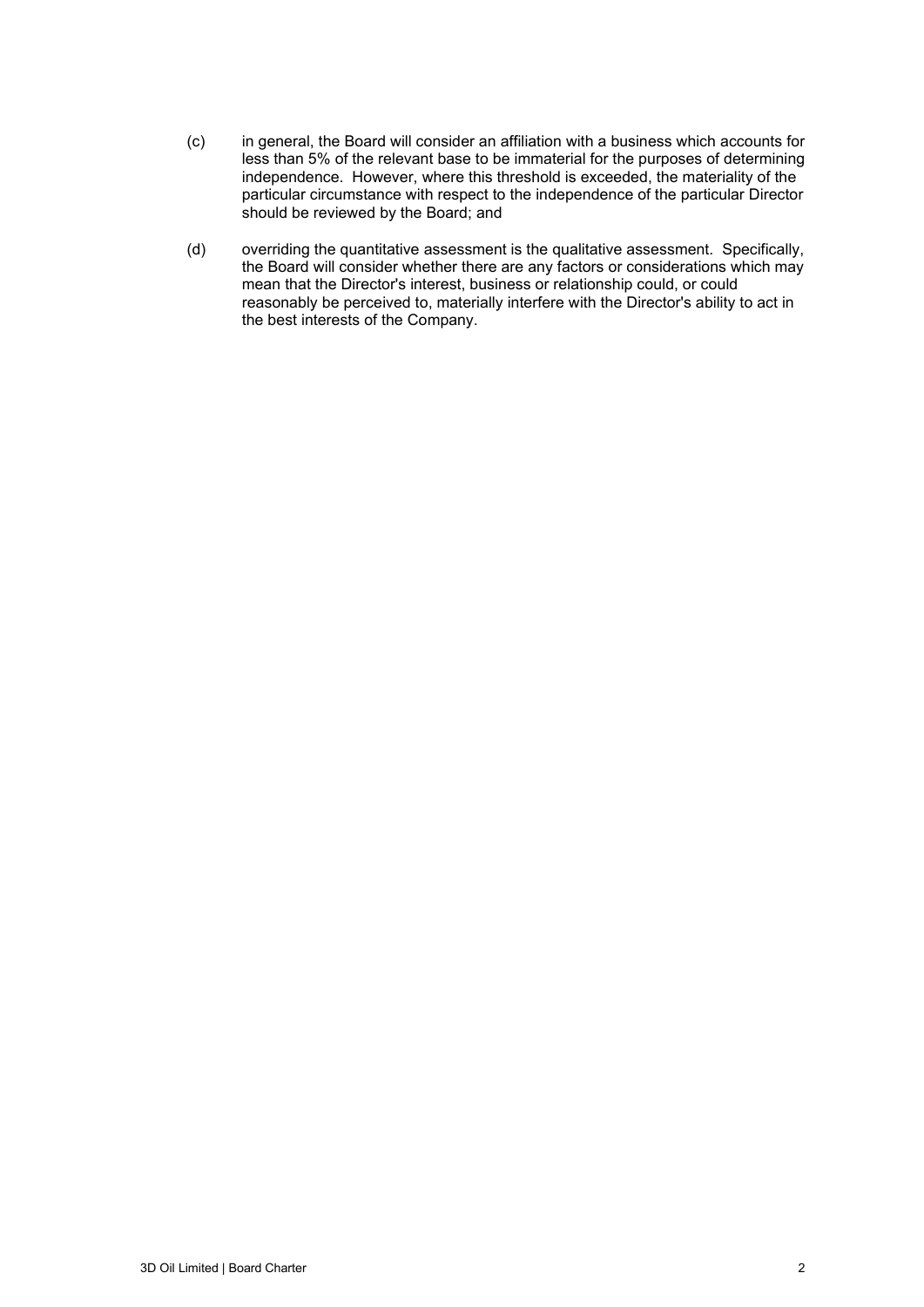(c) in general, the Board will consider an affiliation with a business which accounts for less than 5% of the relevant base to be immaterial for the purposes of determining independence. However, where this threshold is exceeded, the materiality of the particular circumstance with respect to the independence of the particular Director should be reviewed by the Board; and

(d) overriding the quantitative assessment is the qualitative assessment. Specifically, the Board will consider whether there are any factors or considerations which may mean that the Director's interest, business or relationship could, or could reasonably be perceived to, materially interfere with the Director's ability to act in the best interests of the Company.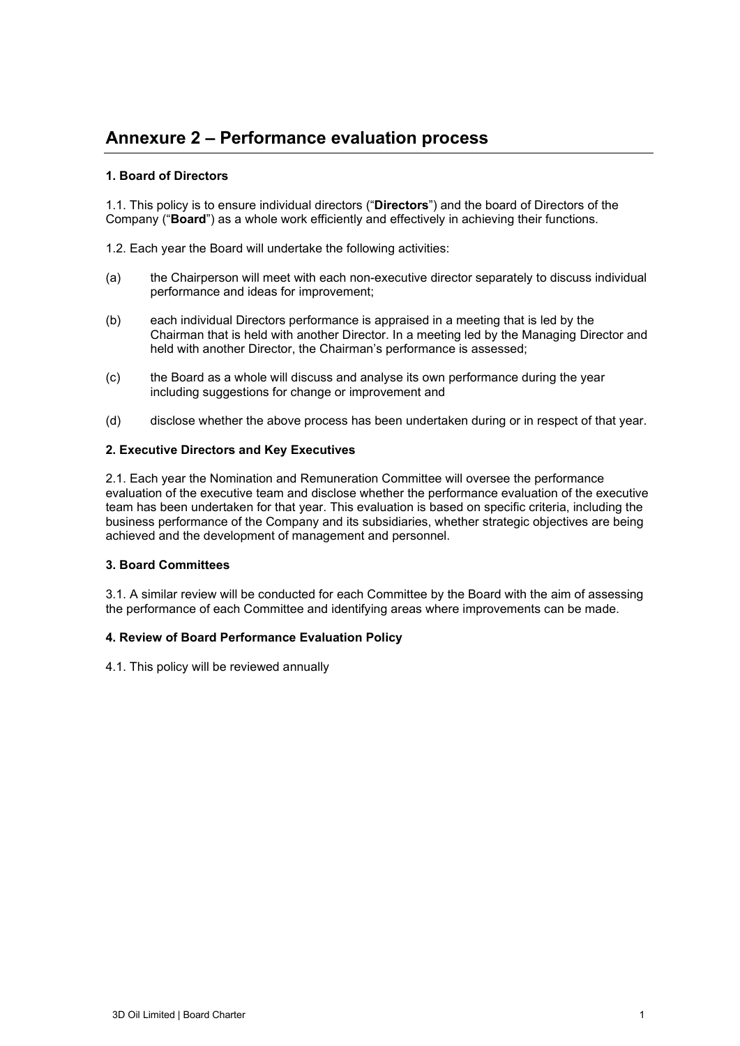# Annexure 2 – Performance evaluation process

### 1. Board of Directors

1.1. This policy is to ensure individual directors ("**Directors**") and the board of Directors of the Company ("**Board**") as a whole work efficiently and effectively in achieving their functions.

1.2. Each year the Board will undertake the following activities:

(a) the Chairperson will meet with each non-executive director separately to discuss individual performance and ideas for improvement;

(b) each individual Directors performance is appraised in a meeting that is led by the Chairman that is held with another Director. In a meeting led by the Managing Director and held with another Director, the Chairman's performance is assessed;

(c) the Board as a whole will discuss and analyse its own performance during the year including suggestions for change or improvement and

(d) disclose whether the above process has been undertaken during or in respect of that year.

### 2. Executive Directors and Key Executives

2.1. Each year the Nomination and Remuneration Committee will oversee the performance evaluation of the executive team and disclose whether the performance evaluation of the executive team has been undertaken for that year. This evaluation is based on specific criteria, including the business performance of the Company and its subsidiaries, whether strategic objectives are being achieved and the development of management and personnel.

### 3. Board Committees

3.1. A similar review will be conducted for each Committee by the Board with the aim of assessing the performance of each Committee and identifying areas where improvements can be made.

### 4. Review of Board Performance Evaluation Policy

4.1. This policy will be reviewed annually